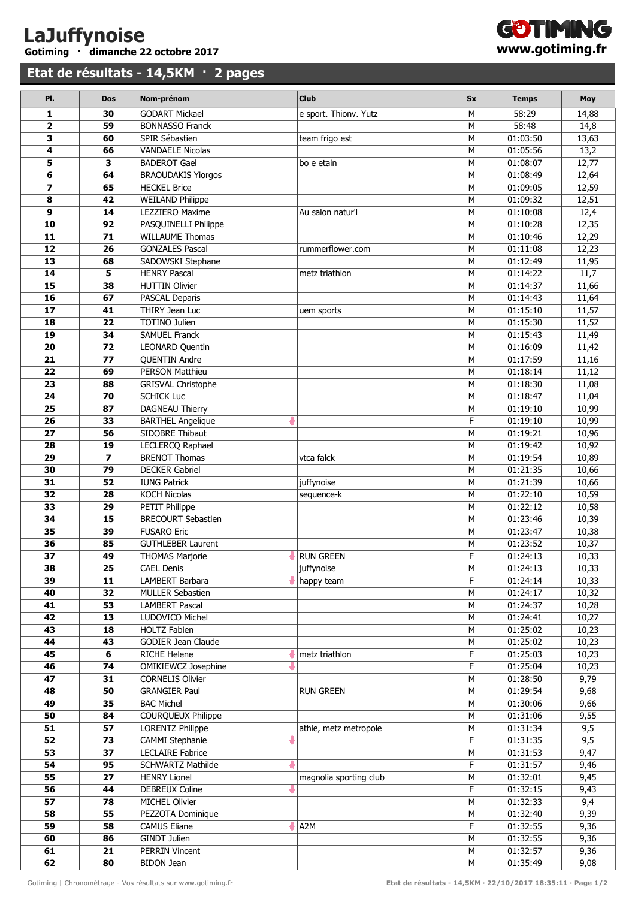# LaJuffynoise

**Gotiming · dimanche 22 octobre 2017**

**GOTIMING www.gotiming.fr**

## Etat de résultats - 14,5KM · 2 pages

| Pl. | Dos | Nom-prénom | Club | Sx | Temps | Moy |
|---|---|---|---|---|---|---|
| 1 | 30 | GODART Mickael | e sport. Thionv. Yutz | M | 58:29 | 14,88 |
| 2 | 59 | BONNASSO Franck | | M | 58:48 | 14,8 |
| 3 | 60 | SPIR Sébastien | team frigo est | M | 01:03:50 | 13,63 |
| 4 | 66 | VANDAELE Nicolas | | M | 01:05:56 | 13,2 |
| 5 | 3 | BADEROT Gael | bo e etain | M | 01:08:07 | 12,77 |
| 6 | 64 | BRAOUDAKIS Yiorgos | | M | 01:08:49 | 12,64 |
| 7 | 65 | HECKEL Brice | | M | 01:09:05 | 12,59 |
| 8 | 42 | WEILAND Philippe | | M | 01:09:32 | 12,51 |
| 9 | 14 | LEZZIERO Maxime | Au salon natur'l | M | 01:10:08 | 12,4 |
| 10 | 92 | PASQUINELLI Philippe | | M | 01:10:28 | 12,35 |
| 11 | 71 | WILLAUME Thomas | | M | 01:10:46 | 12,29 |
| 12 | 26 | GONZALES Pascal | rummerflower.com | M | 01:11:08 | 12,23 |
| 13 | 68 | SADOWSKI Stephane | | M | 01:12:49 | 11,95 |
| 14 | 5 | HENRY Pascal | metz triathlon | M | 01:14:22 | 11,7 |
| 15 | 38 | HUTTIN Olivier | | M | 01:14:37 | 11,66 |
| 16 | 67 | PASCAL Deparis | | M | 01:14:43 | 11,64 |
| 17 | 41 | THIRY Jean Luc | uem sports | M | 01:15:10 | 11,57 |
| 18 | 22 | TOTINO Julien | | M | 01:15:30 | 11,52 |
| 19 | 34 | SAMUEL Franck | | M | 01:15:43 | 11,49 |
| 20 | 72 | LEONARD Quentin | | M | 01:16:09 | 11,42 |
| 21 | 77 | QUENTIN Andre | | M | 01:17:59 | 11,16 |
| 22 | 69 | PERSON Matthieu | | M | 01:18:14 | 11,12 |
| 23 | 88 | GRISVAL Christophe | | M | 01:18:30 | 11,08 |
| 24 | 70 | SCHICK Luc | | M | 01:18:47 | 11,04 |
| 25 | 87 | DAGNEAU Thierry | | M | 01:19:10 | 10,99 |
| 26 | 33 | BARTHEL Angelique | | F | 01:19:10 | 10,99 |
| 27 | 56 | SIDOBRE Thibaut | | M | 01:19:21 | 10,96 |
| 28 | 19 | LECLERCQ Raphael | | M | 01:19:42 | 10,92 |
| 29 | 7 | BRENOT Thomas | vtca falck | M | 01:19:54 | 10,89 |
| 30 | 79 | DECKER Gabriel | | M | 01:21:35 | 10,66 |
| 31 | 52 | IUNG Patrick | juffynoise | M | 01:21:39 | 10,66 |
| 32 | 28 | KOCH Nicolas | sequence-k | M | 01:22:10 | 10,59 |
| 33 | 29 | PETIT Philippe | | M | 01:22:12 | 10,58 |
| 34 | 15 | BRECOURT Sebastien | | M | 01:23:46 | 10,39 |
| 35 | 39 | FUSARO Eric | | M | 01:23:47 | 10,38 |
| 36 | 85 | GUTHLEBER Laurent | | M | 01:23:52 | 10,37 |
| 37 | 49 | THOMAS Marjorie | RUN GREEN | F | 01:24:13 | 10,33 |
| 38 | 25 | CAEL Denis | juffynoise | M | 01:24:13 | 10,33 |
| 39 | 11 | LAMBERT Barbara | happy team | F | 01:24:14 | 10,33 |
| 40 | 32 | MULLER Sebastien | | M | 01:24:17 | 10,32 |
| 41 | 53 | LAMBERT Pascal | | M | 01:24:37 | 10,28 |
| 42 | 13 | LUDOVICO Michel | | M | 01:24:41 | 10,27 |
| 43 | 18 | HOLTZ Fabien | | M | 01:25:02 | 10,23 |
| 44 | 43 | GODIER Jean Claude | | M | 01:25:02 | 10,23 |
| 45 | 6 | RICHE Helene | metz triathlon | F | 01:25:03 | 10,23 |
| 46 | 74 | OMIKIEWCZ Josephine | | F | 01:25:04 | 10,23 |
| 47 | 31 | CORNELIS Olivier | | M | 01:28:50 | 9,79 |
| 48 | 50 | GRANGIER Paul | RUN GREEN | M | 01:29:54 | 9,68 |
| 49 | 35 | BAC Michel | | M | 01:30:06 | 9,66 |
| 50 | 84 | COURQUEUX Philippe | | M | 01:31:06 | 9,55 |
| 51 | 57 | LORENTZ Philippe | athle, metz metropole | M | 01:31:34 | 9,5 |
| 52 | 73 | CAMMI Stephanie | | F | 01:31:35 | 9,5 |
| 53 | 37 | LECLAIRE Fabrice | | M | 01:31:53 | 9,47 |
| 54 | 95 | SCHWARTZ Mathilde | | F | 01:31:57 | 9,46 |
| 55 | 27 | HENRY Lionel | magnolia sporting club | M | 01:32:01 | 9,45 |
| 56 | 44 | DEBREUX Coline | | F | 01:32:15 | 9,43 |
| 57 | 78 | MICHEL Olivier | | M | 01:32:33 | 9,4 |
| 58 | 55 | PEZZOTA Dominique | | M | 01:32:40 | 9,39 |
| 59 | 58 | CAMUS Eliane | A2M | F | 01:32:55 | 9,36 |
| 60 | 86 | GINDT Julien | | M | 01:32:55 | 9,36 |
| 61 | 21 | PERRIN Vincent | | M | 01:32:57 | 9,36 |
| 62 | 80 | BIDON Jean | | M | 01:35:49 | 9,08 |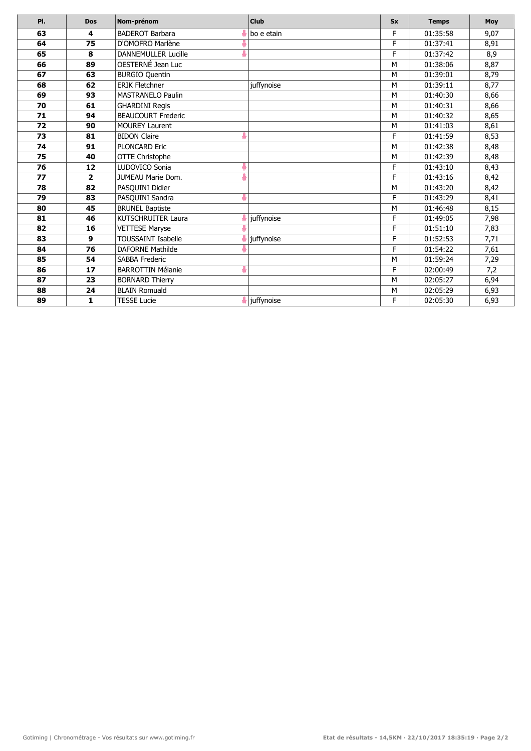| Pl. | Dos | Nom-prénom | Club | Sx | Temps | Moy |
|---|---|---|---|---|---|---|
| **63** | **4** | BADEROT Barbara | bo e etain | F | 01:35:58 | 9,07 |
| **64** | **75** | D'OMOFRO Marlène | | F | 01:37:41 | 8,91 |
| **65** | **8** | DANNEMULLER Lucille | | F | 01:37:42 | 8,9 |
| **66** | **89** | OESTERNÉ Jean Luc | | M | 01:38:06 | 8,87 |
| **67** | **63** | BURGIO Quentin | | M | 01:39:01 | 8,79 |
| **68** | **62** | ERIK Fletchner | juffynoise | M | 01:39:11 | 8,77 |
| **69** | **93** | MASTRANELO Paulin | | M | 01:40:30 | 8,66 |
| **70** | **61** | GHARDINI Regis | | M | 01:40:31 | 8,66 |
| **71** | **94** | BEAUCOURT Frederic | | M | 01:40:32 | 8,65 |
| **72** | **90** | MOUREY Laurent | | M | 01:41:03 | 8,61 |
| **73** | **81** | BIDON Claire | | F | 01:41:59 | 8,53 |
| **74** | **91** | PLONCARD Eric | | M | 01:42:38 | 8,48 |
| **75** | **40** | OTTE Christophe | | M | 01:42:39 | 8,48 |
| **76** | **12** | LUDOVICO Sonia | | F | 01:43:10 | 8,43 |
| **77** | **2** | JUMEAU Marie Dom. | | F | 01:43:16 | 8,42 |
| **78** | **82** | PASQUINI Didier | | M | 01:43:20 | 8,42 |
| **79** | **83** | PASQUINI Sandra | | F | 01:43:29 | 8,41 |
| **80** | **45** | BRUNEL Baptiste | | M | 01:46:48 | 8,15 |
| **81** | **46** | KUTSCHRUITER Laura | juffynoise | F | 01:49:05 | 7,98 |
| **82** | **16** | VETTESE Maryse | | F | 01:51:10 | 7,83 |
| **83** | **9** | TOUSSAINT Isabelle | juffynoise | F | 01:52:53 | 7,71 |
| **84** | **76** | DAFORNE Mathilde | | F | 01:54:22 | 7,61 |
| **85** | **54** | SABBA Frederic | | M | 01:59:24 | 7,29 |
| **86** | **17** | BARROTTIN Mélanie | | F | 02:00:49 | 7,2 |
| **87** | **23** | BORNARD Thierry | | M | 02:05:27 | 6,94 |
| **88** | **24** | BLAIN Romuald | | M | 02:05:29 | 6,93 |
| **89** | **1** | TESSE Lucie | juffynoise | F | 02:05:30 | 6,93 |